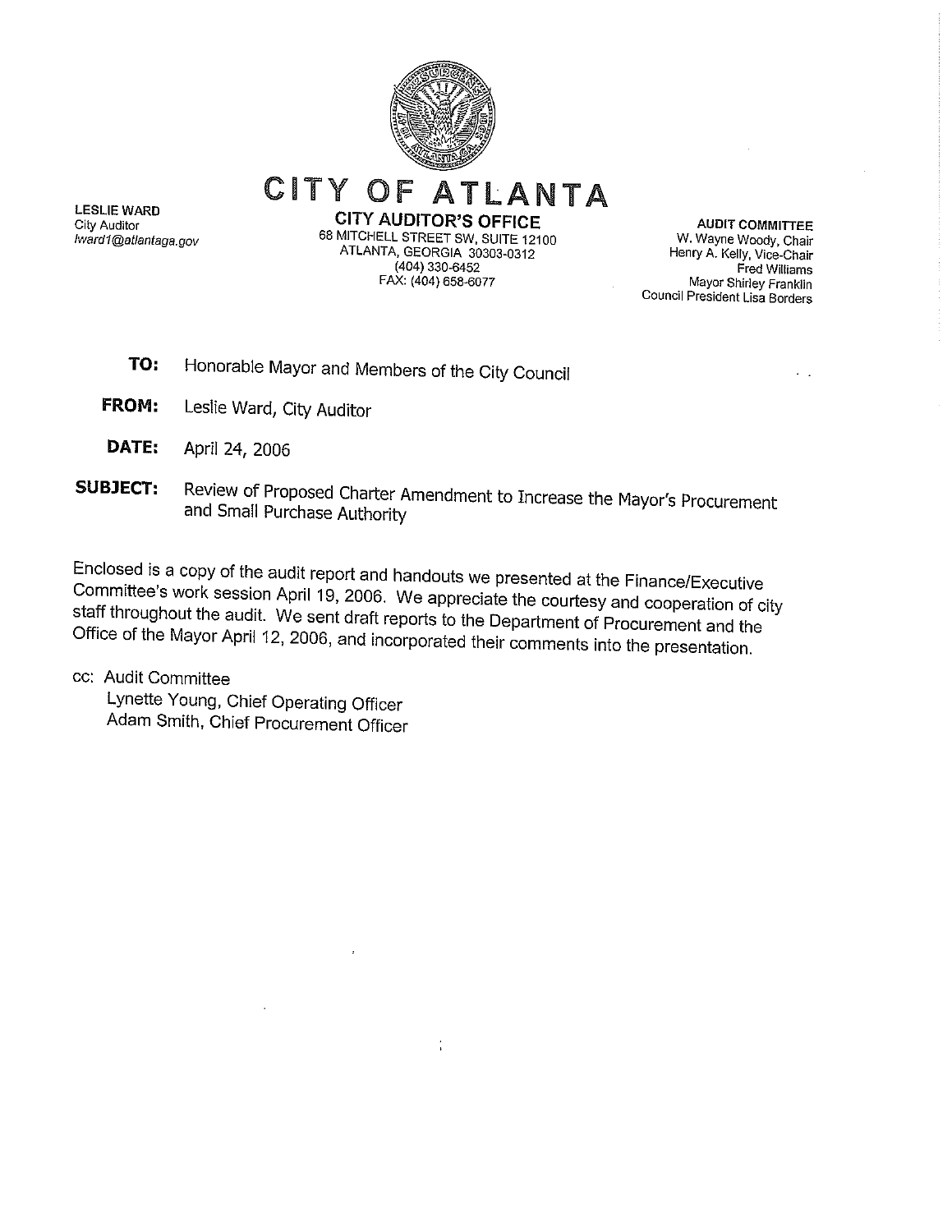# CITY OF ATLANTA

**LESLIE WARD**
City Auditor
lward1@atlantaga.gov

**CITY AUDITOR'S OFFICE**
68 MITCHELL STREET SW, SUITE 12100
ATLANTA, GEORGIA 30303-0312
(404) 330-6452
FAX: (404) 658-6077

**AUDIT COMMITTEE**
W. Wayne Woody, Chair
Henry A. Kelly, Vice-Chair
Fred Williams
Mayor Shirley Franklin
Council President Lisa Borders

**TO:** Honorable Mayor and Members of the City Council

**FROM:** Leslie Ward, City Auditor

**DATE:** April 24, 2006

**SUBJECT:** Review of Proposed Charter Amendment to Increase the Mayor's Procurement and Small Purchase Authority

Enclosed is a copy of the audit report and handouts we presented at the Finance/Executive Committee's work session April 19, 2006. We appreciate the courtesy and cooperation of city staff throughout the audit. We sent draft reports to the Department of Procurement and the Office of the Mayor April 12, 2006, and incorporated their comments into the presentation.

cc: Audit Committee
Lynette Young, Chief Operating Officer
Adam Smith, Chief Procurement Officer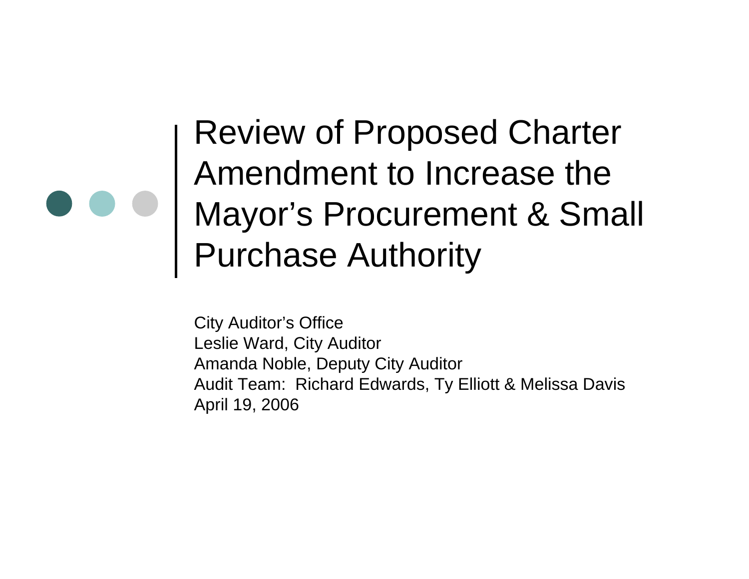# Review of Proposed Charter Amendment to Increase the Mayor's Procurement & Small Purchase Authority

City Auditor's Office
Leslie Ward, City Auditor
Amanda Noble, Deputy City Auditor
Audit Team: Richard Edwards, Ty Elliott & Melissa Davis
April 19, 2006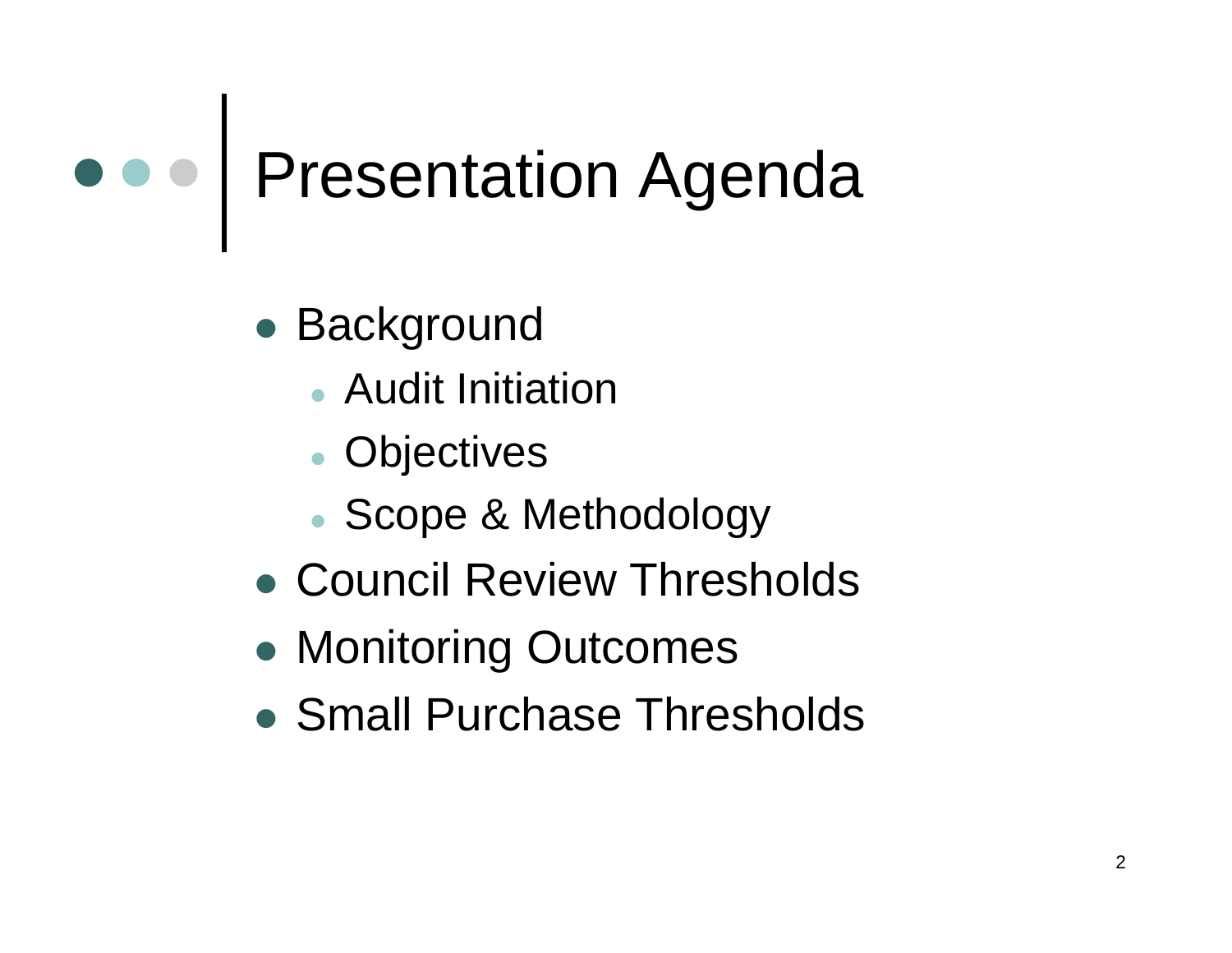# Presentation Agenda

- Background
  - Audit Initiation
  - Objectives
  - Scope & Methodology
- Council Review Thresholds
- Monitoring Outcomes
- Small Purchase Thresholds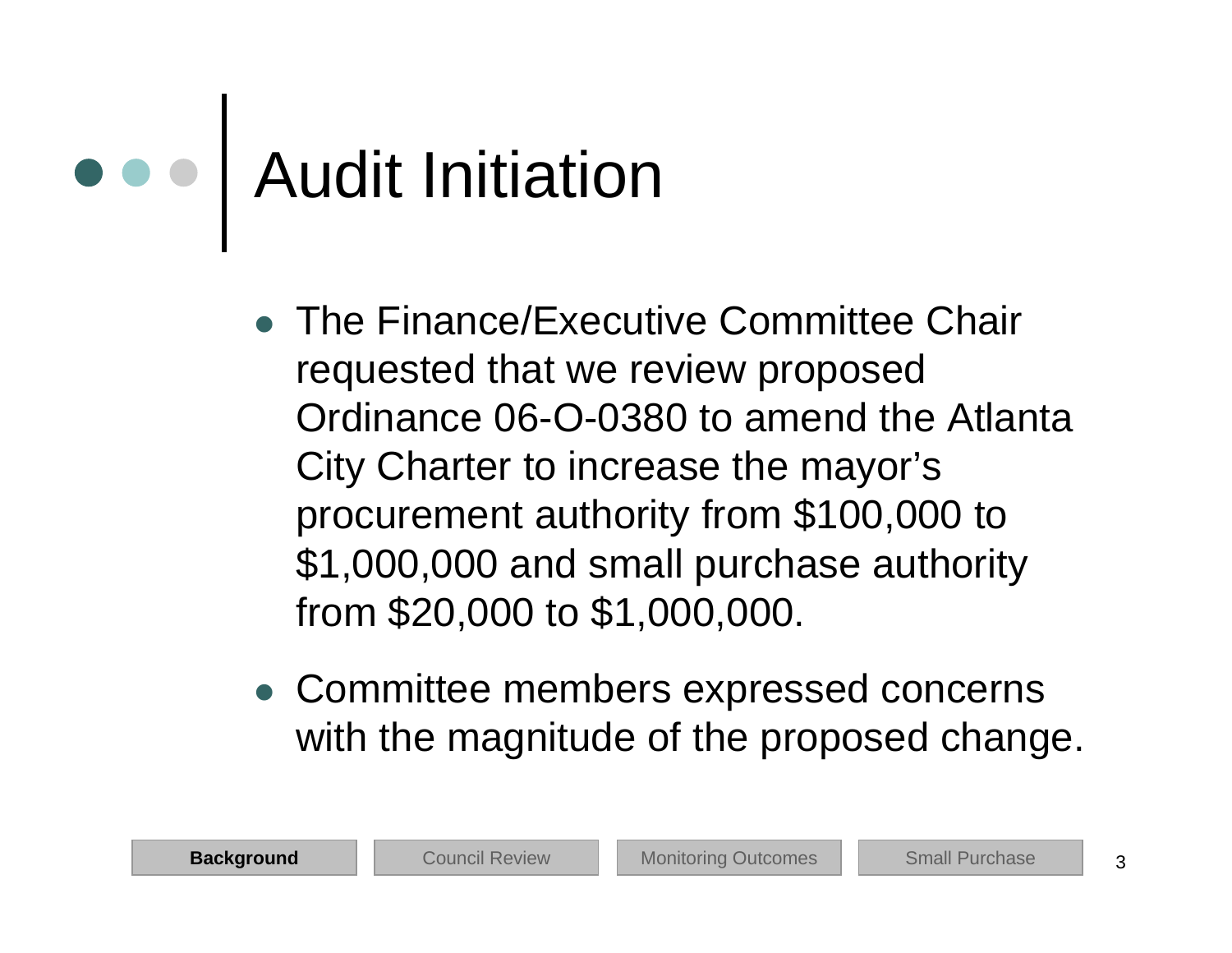# Audit Initiation

- The Finance/Executive Committee Chair requested that we review proposed Ordinance 06-O-0380 to amend the Atlanta City Charter to increase the mayor's procurement authority from $100,000 to $1,000,000 and small purchase authority from $20,000 to $1,000,000.
- Committee members expressed concerns with the magnitude of the proposed change.

**Background** | Council Review | Monitoring Outcomes | Small Purchase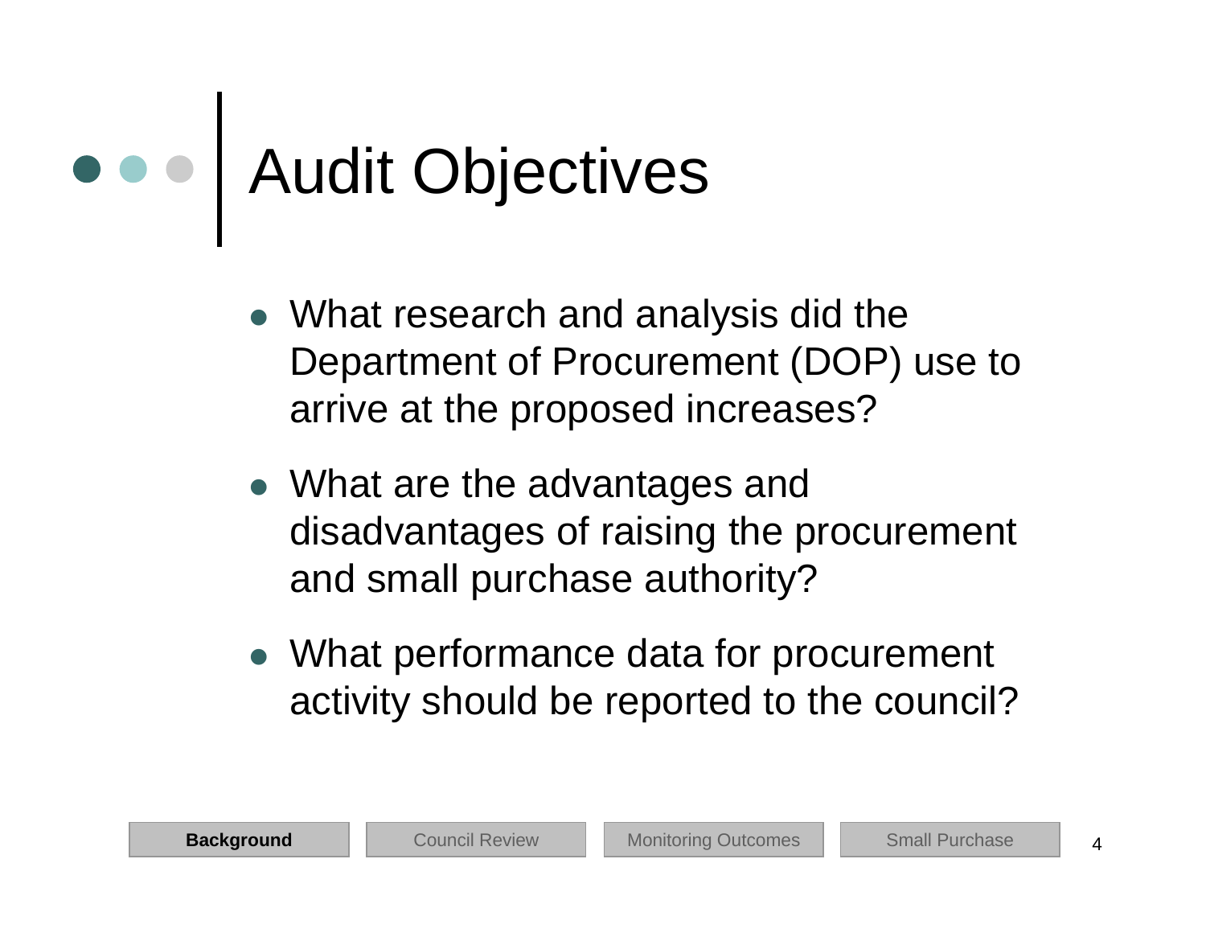# Audit Objectives

- What research and analysis did the Department of Procurement (DOP) use to arrive at the proposed increases?
- What are the advantages and disadvantages of raising the procurement and small purchase authority?
- What performance data for procurement activity should be reported to the council?

**Background** | Council Review | Monitoring Outcomes | Small Purchase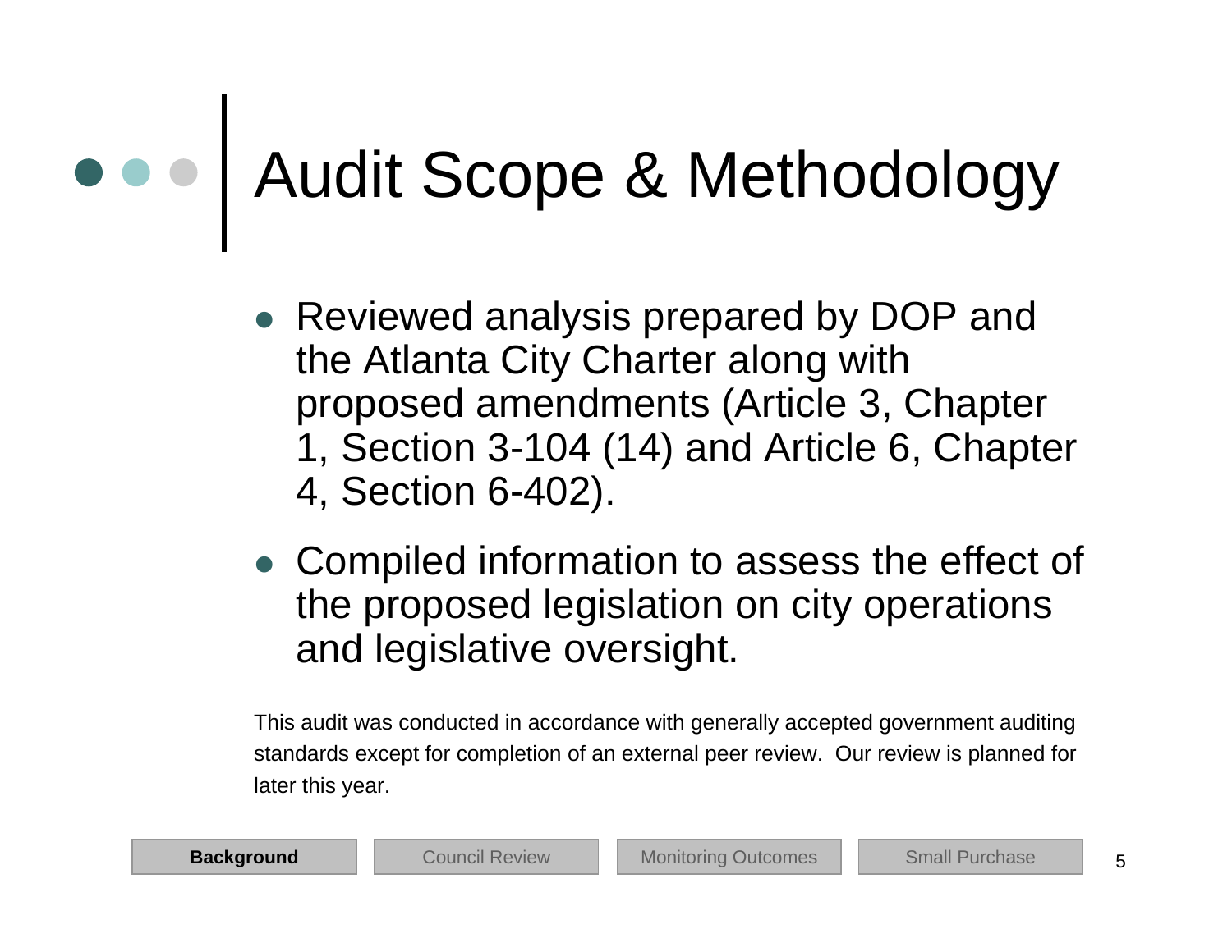# Audit Scope & Methodology

- Reviewed analysis prepared by DOP and the Atlanta City Charter along with proposed amendments (Article 3, Chapter 1, Section 3-104 (14) and Article 6, Chapter 4, Section 6-402).
- Compiled information to assess the effect of the proposed legislation on city operations and legislative oversight.

This audit was conducted in accordance with generally accepted government auditing standards except for completion of an external peer review. Our review is planned for later this year.

**Background** | Council Review | Monitoring Outcomes | Small Purchase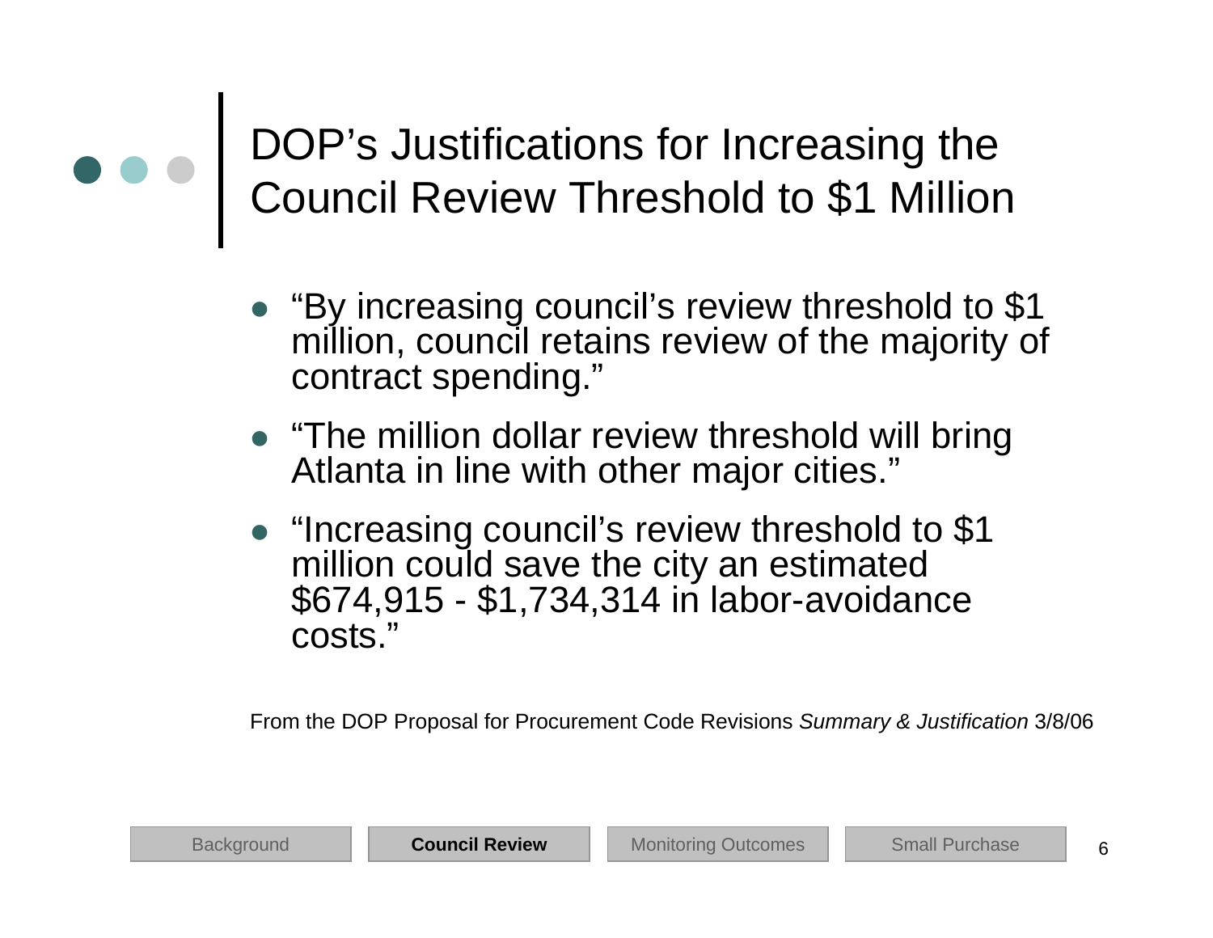# DOP's Justifications for Increasing the Council Review Threshold to $1 Million

- "By increasing council's review threshold to $1 million, council retains review of the majority of contract spending."
- "The million dollar review threshold will bring Atlanta in line with other major cities."
- "Increasing council's review threshold to $1 million could save the city an estimated $674,915 - $1,734,314 in labor-avoidance costs."

From the DOP Proposal for Procurement Code Revisions *Summary & Justification* 3/8/06

Background | **Council Review** | Monitoring Outcomes | Small Purchase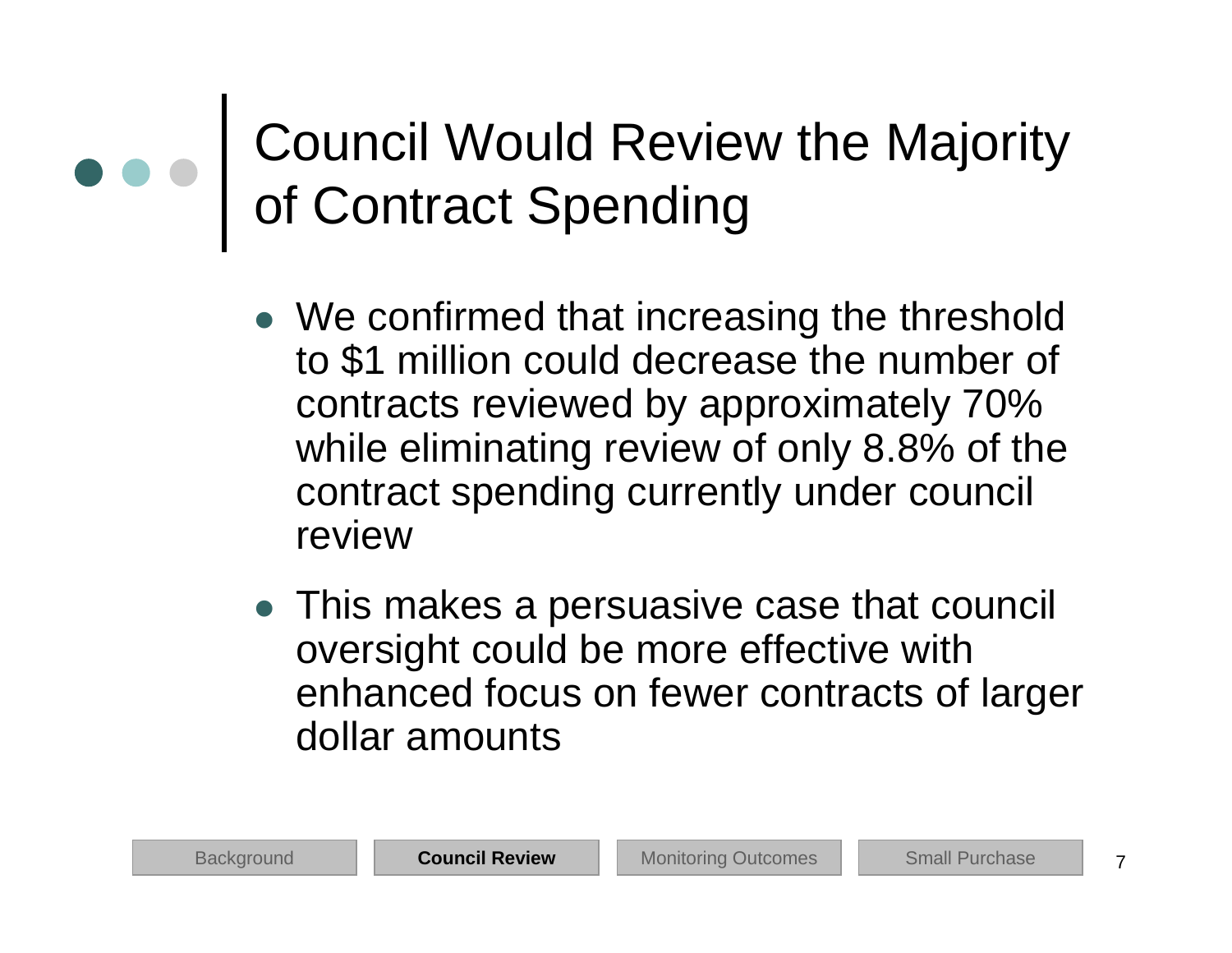# Council Would Review the Majority of Contract Spending

- We confirmed that increasing the threshold to $1 million could decrease the number of contracts reviewed by approximately 70% while eliminating review of only 8.8% of the contract spending currently under council review
- This makes a persuasive case that council oversight could be more effective with enhanced focus on fewer contracts of larger dollar amounts

Background | **Council Review** | Monitoring Outcomes | Small Purchase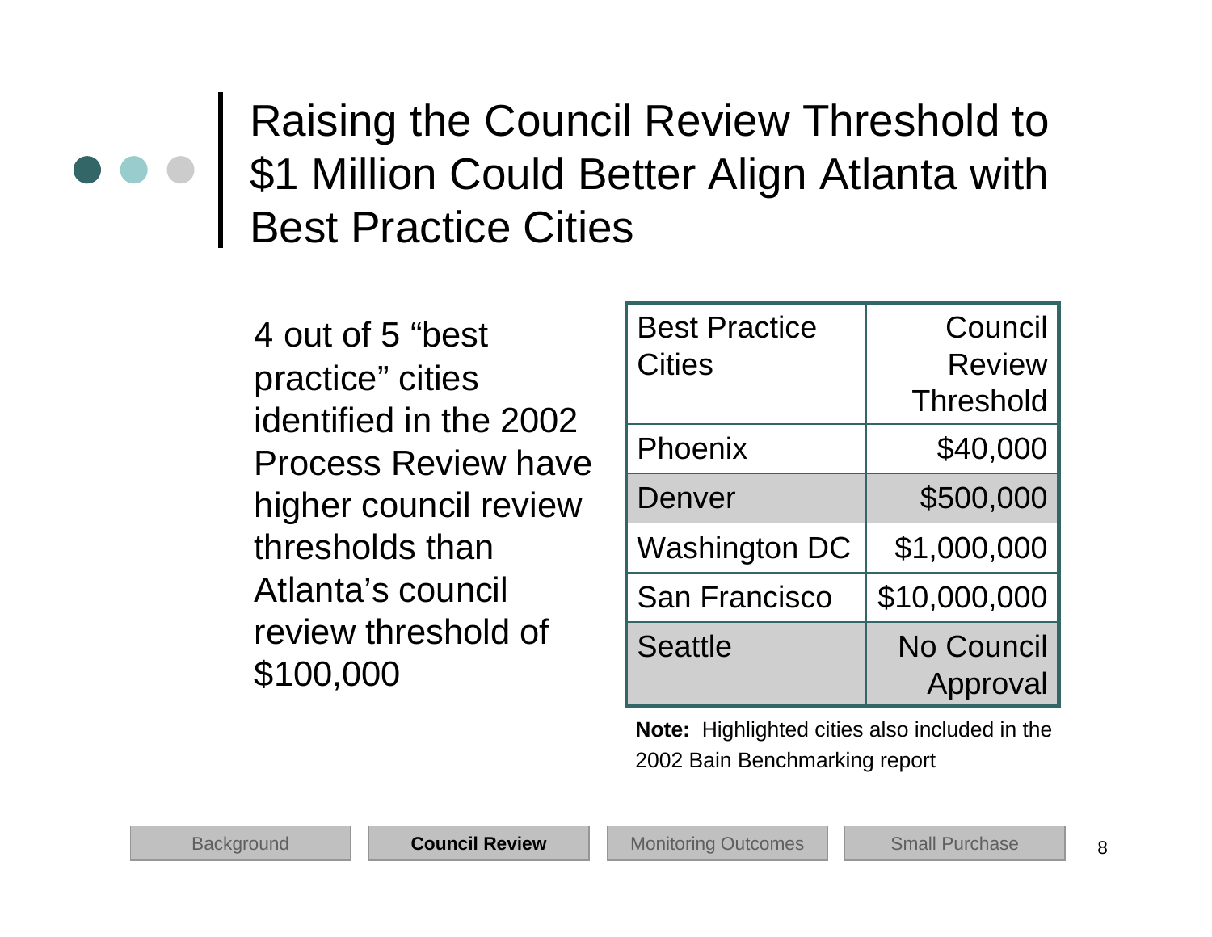# Raising the Council Review Threshold to $1 Million Could Better Align Atlanta with Best Practice Cities

4 out of 5 “best practice” cities identified in the 2002 Process Review have higher council review thresholds than Atlanta’s council review threshold of $100,000

| Best Practice Cities | Council Review Threshold |
|---|---|
| Phoenix | $40,000 |
| Denver | $500,000 |
| Washington DC | $1,000,000 |
| San Francisco | $10,000,000 |
| Seattle | No Council Approval |

**Note:** Highlighted cities also included in the 2002 Bain Benchmarking report

Background | **Council Review** | Monitoring Outcomes | Small Purchase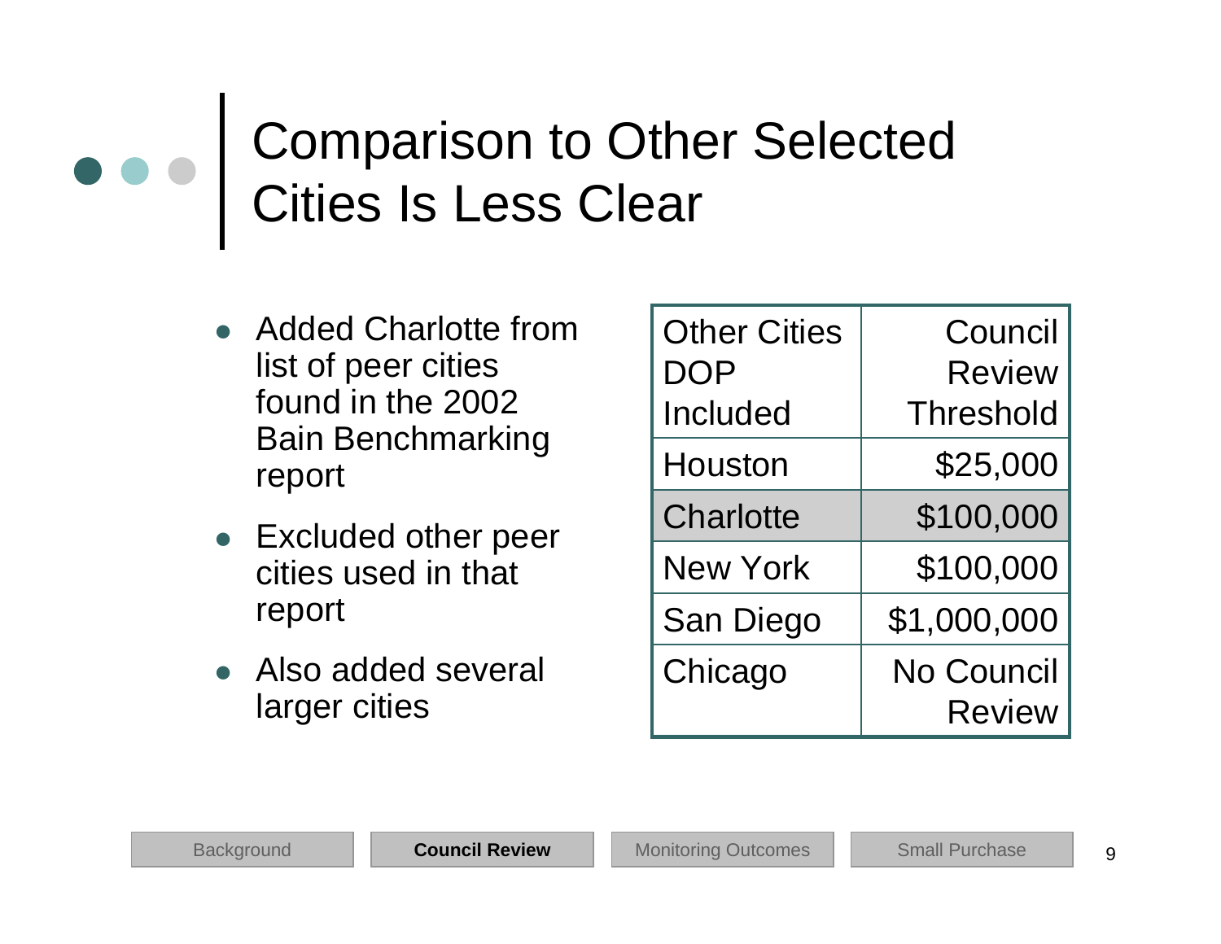# Comparison to Other Selected Cities Is Less Clear

- Added Charlotte from list of peer cities found in the 2002 Bain Benchmarking report
- Excluded other peer cities used in that report
- Also added several larger cities

| Other Cities DOP Included | Council Review Threshold |
|---|---|
| Houston | $25,000 |
| Charlotte | $100,000 |
| New York | $100,000 |
| San Diego | $1,000,000 |
| Chicago | No Council Review |

Background | **Council Review** | Monitoring Outcomes | Small Purchase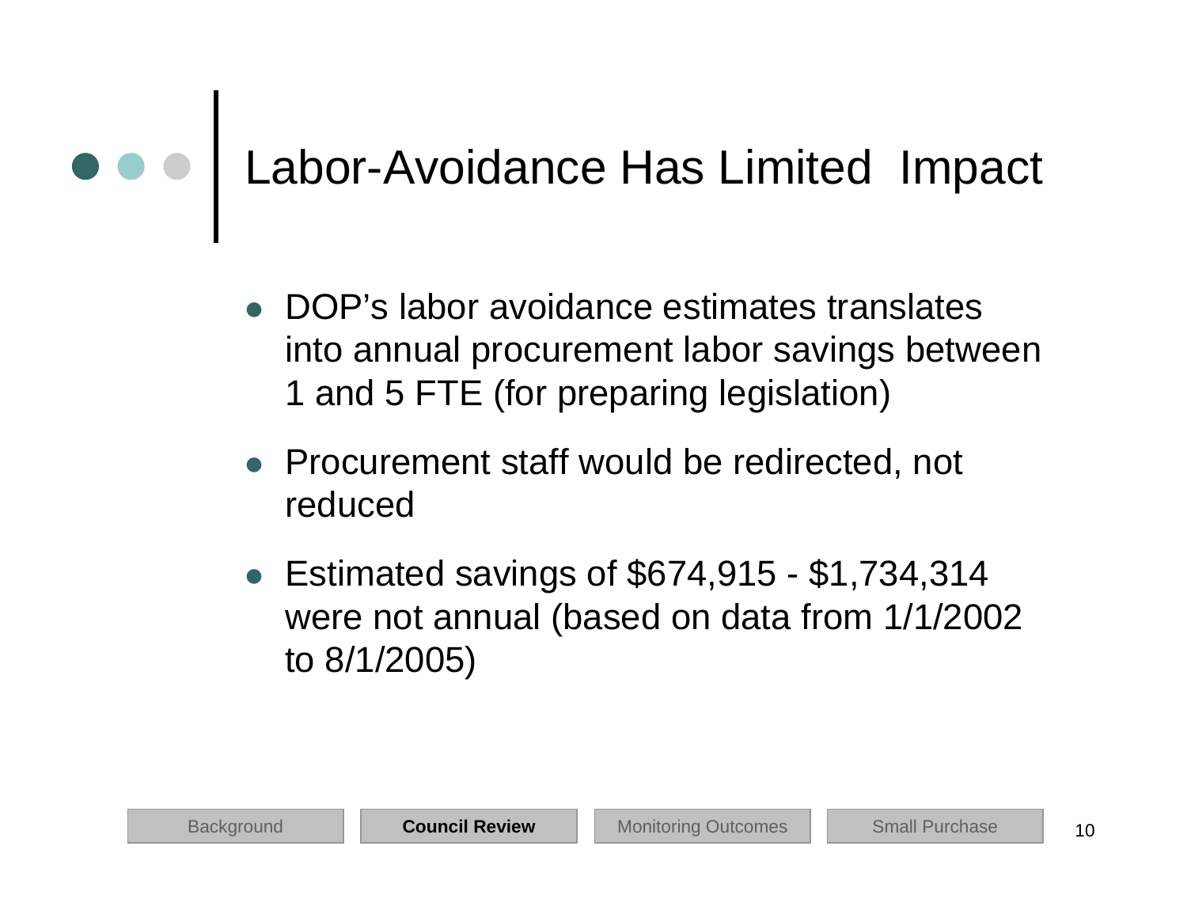# Labor-Avoidance Has Limited Impact

- DOP's labor avoidance estimates translates into annual procurement labor savings between 1 and 5 FTE (for preparing legislation)
- Procurement staff would be redirected, not reduced
- Estimated savings of $674,915 - $1,734,314 were not annual (based on data from 1/1/2002 to 8/1/2005)

Background | **Council Review** | Monitoring Outcomes | Small Purchase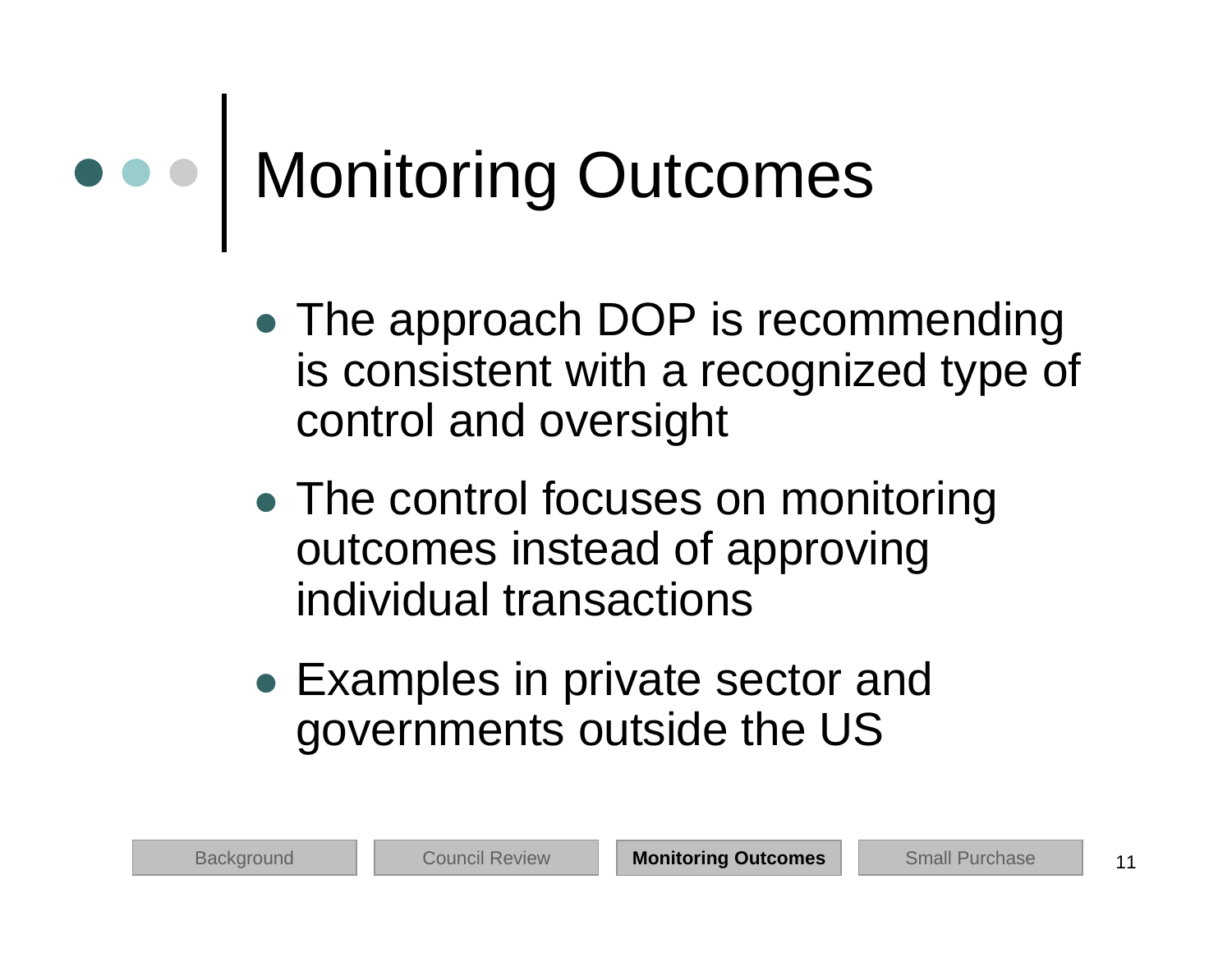# Monitoring Outcomes

- The approach DOP is recommending is consistent with a recognized type of control and oversight
- The control focuses on monitoring outcomes instead of approving individual transactions
- Examples in private sector and governments outside the US

Background | Council Review | **Monitoring Outcomes** | Small Purchase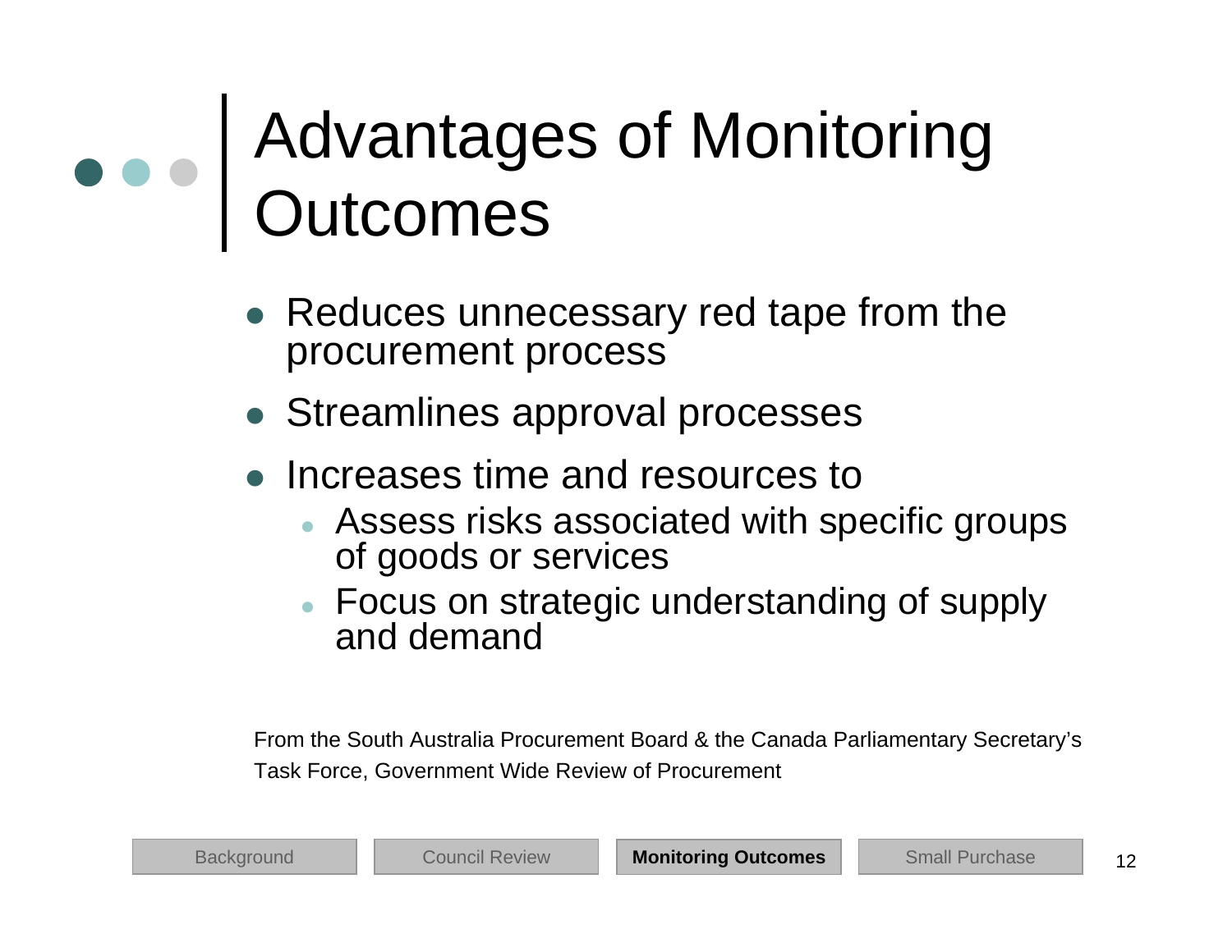# Advantages of Monitoring Outcomes

- Reduces unnecessary red tape from the procurement process
- Streamlines approval processes
- Increases time and resources to
  - Assess risks associated with specific groups of goods or services
  - Focus on strategic understanding of supply and demand

From the South Australia Procurement Board & the Canada Parliamentary Secretary's Task Force, Government Wide Review of Procurement

Background | Council Review | **Monitoring Outcomes** | Small Purchase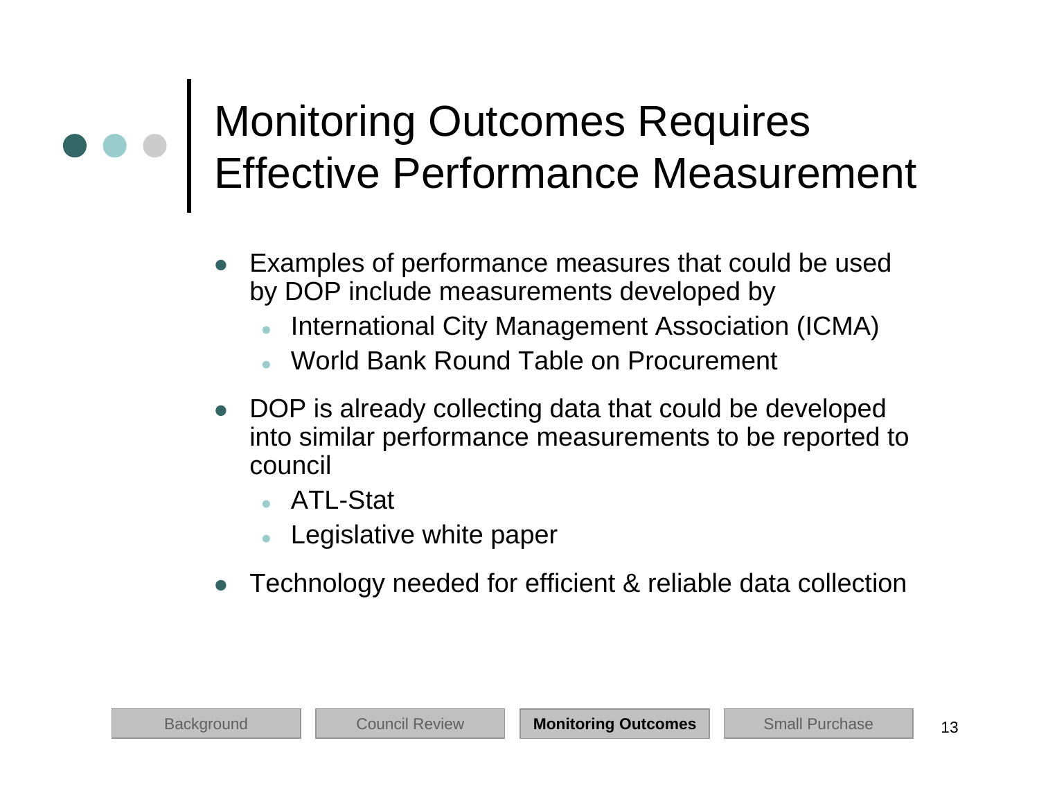# Monitoring Outcomes Requires Effective Performance Measurement

- Examples of performance measures that could be used by DOP include measurements developed by
  - International City Management Association (ICMA)
  - World Bank Round Table on Procurement
- DOP is already collecting data that could be developed into similar performance measurements to be reported to council
  - ATL-Stat
  - Legislative white paper
- Technology needed for efficient & reliable data collection

Background | Council Review | **Monitoring Outcomes** | Small Purchase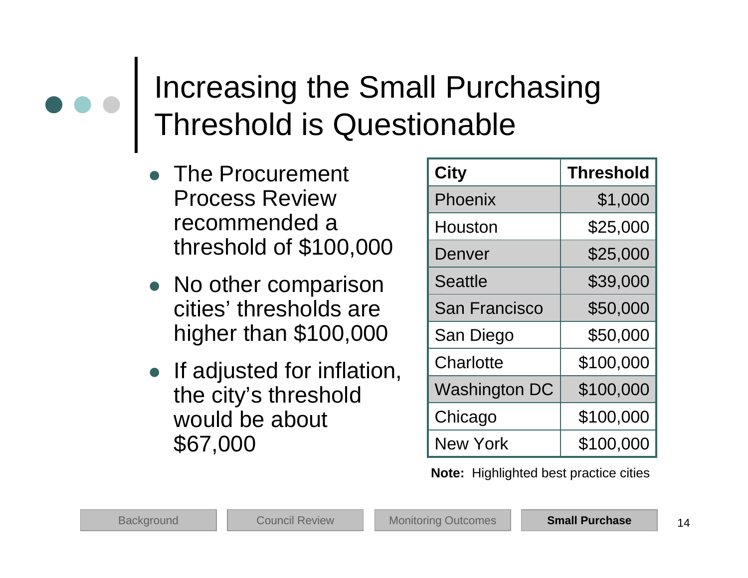# Increasing the Small Purchasing Threshold is Questionable

- The Procurement Process Review recommended a threshold of $100,000
- No other comparison cities' thresholds are higher than $100,000
- If adjusted for inflation, the city's threshold would be about $67,000

| City | Threshold |
|---|---|
| Phoenix | $1,000 |
| Houston | $25,000 |
| Denver | $25,000 |
| Seattle | $39,000 |
| San Francisco | $50,000 |
| San Diego | $50,000 |
| Charlotte | $100,000 |
| Washington DC | $100,000 |
| Chicago | $100,000 |
| New York | $100,000 |

**Note:** Highlighted best practice cities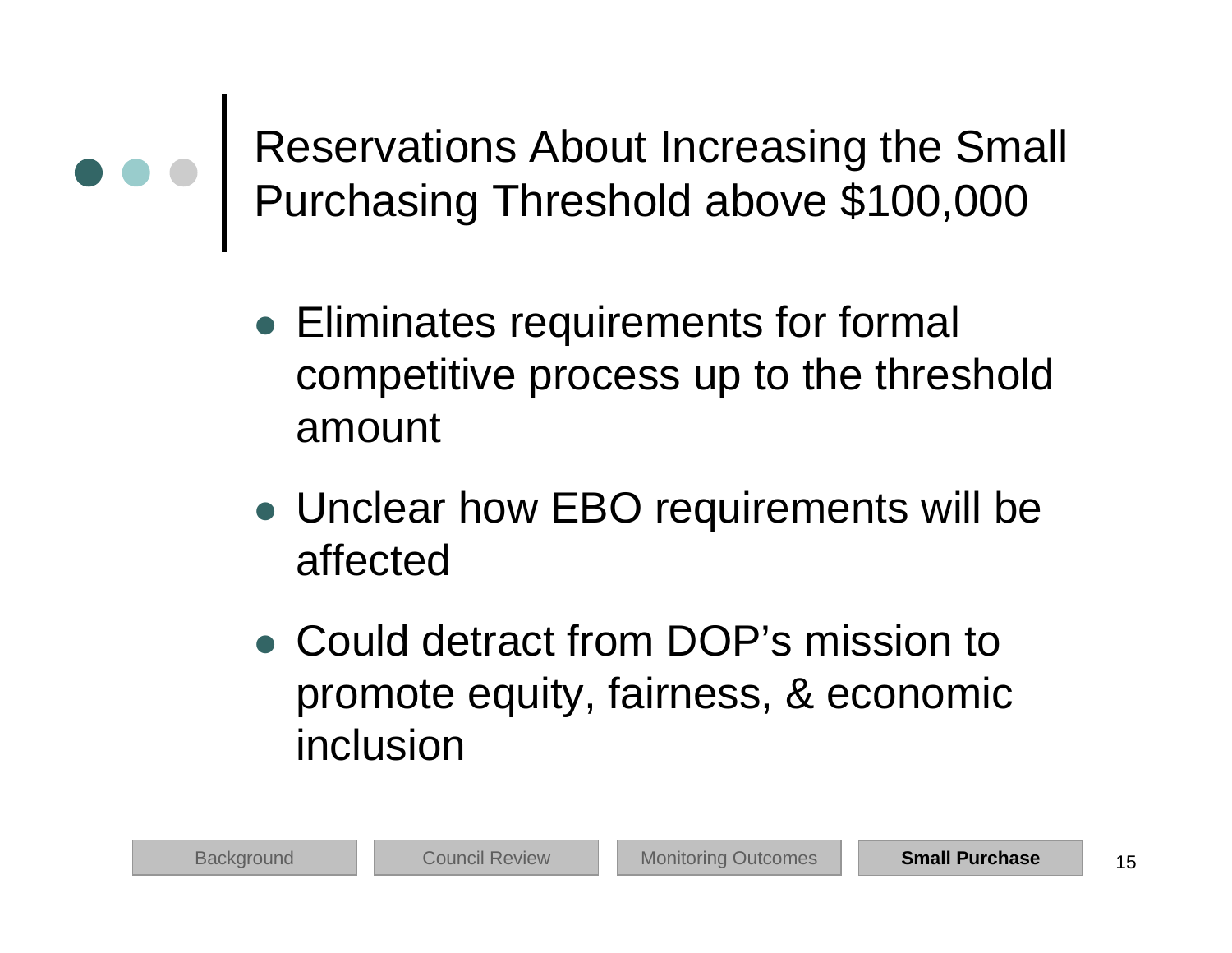# Reservations About Increasing the Small Purchasing Threshold above $100,000

- Eliminates requirements for formal competitive process up to the threshold amount
- Unclear how EBO requirements will be affected
- Could detract from DOP's mission to promote equity, fairness, & economic inclusion

Background | Council Review | Monitoring Outcomes | **Small Purchase**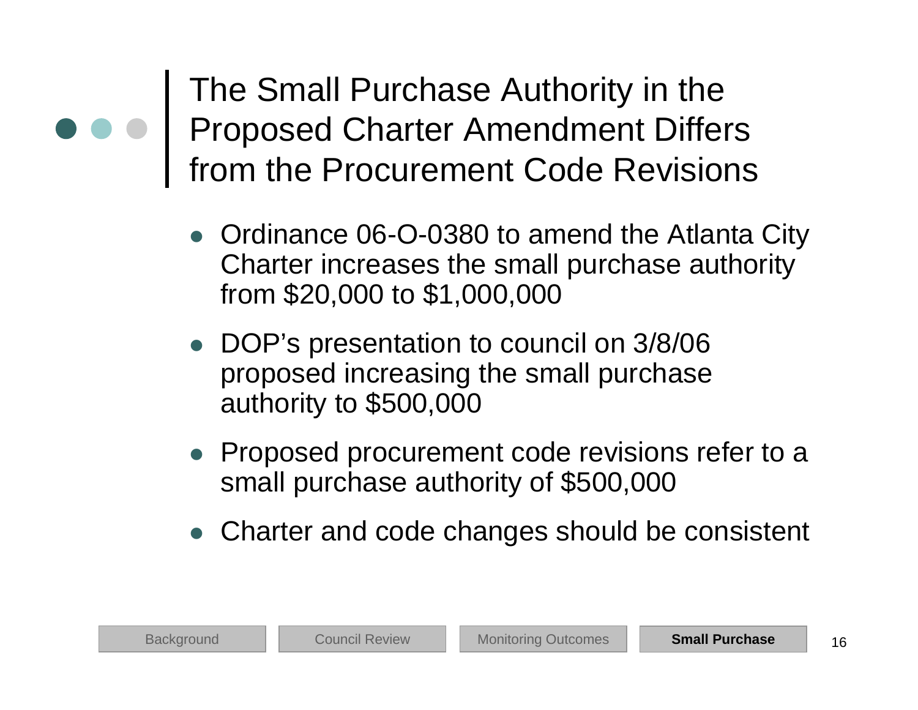# The Small Purchase Authority in the Proposed Charter Amendment Differs from the Procurement Code Revisions

- Ordinance 06-O-0380 to amend the Atlanta City Charter increases the small purchase authority from $20,000 to $1,000,000
- DOP's presentation to council on 3/8/06 proposed increasing the small purchase authority to $500,000
- Proposed procurement code revisions refer to a small purchase authority of $500,000
- Charter and code changes should be consistent

Background | Council Review | Monitoring Outcomes | **Small Purchase**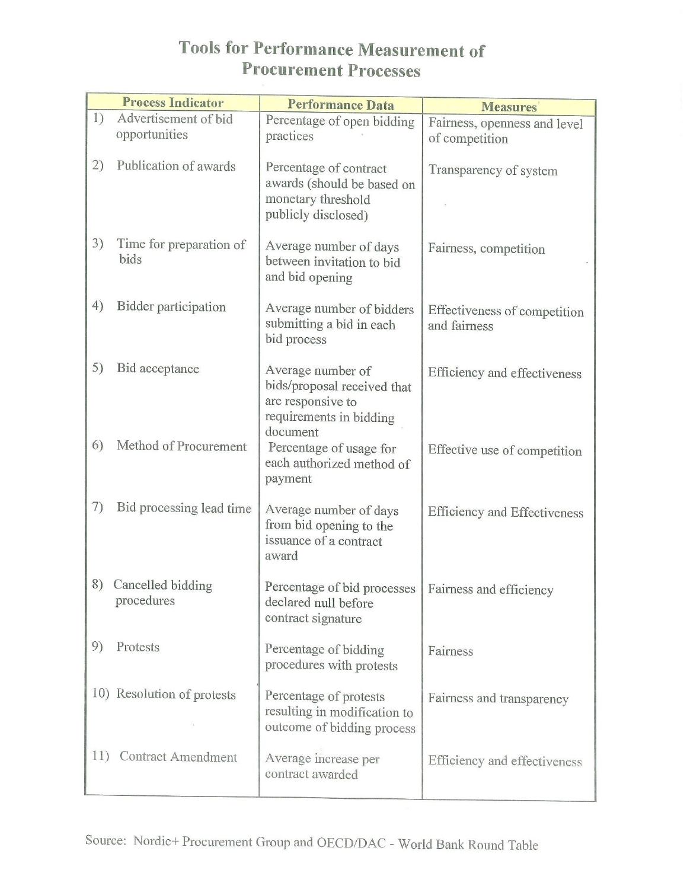# Tools for Performance Measurement of Procurement Processes

| Process Indicator | Performance Data | Measures |
|---|---|---|
| 1) Advertisement of bid opportunities | Percentage of open bidding practices | Fairness, openness and level of competition |
| 2) Publication of awards | Percentage of contract awards (should be based on monetary threshold publicly disclosed) | Transparency of system |
| 3) Time for preparation of bids | Average number of days between invitation to bid and bid opening | Fairness, competition |
| 4) Bidder participation | Average number of bidders submitting a bid in each bid process | Effectiveness of competition and fairness |
| 5) Bid acceptance | Average number of bids/proposal received that are responsive to requirements in bidding document | Efficiency and effectiveness |
| 6) Method of Procurement | Percentage of usage for each authorized method of payment | Effective use of competition |
| 7) Bid processing lead time | Average number of days from bid opening to the issuance of a contract award | Efficiency and Effectiveness |
| 8) Cancelled bidding procedures | Percentage of bid processes declared null before contract signature | Fairness and efficiency |
| 9) Protests | Percentage of bidding procedures with protests | Fairness |
| 10) Resolution of protests | Percentage of protests resulting in modification to outcome of bidding process | Fairness and transparency |
| 11) Contract Amendment | Average increase per contract awarded | Efficiency and effectiveness |

Source: Nordic+ Procurement Group and OECD/DAC - World Bank Round Table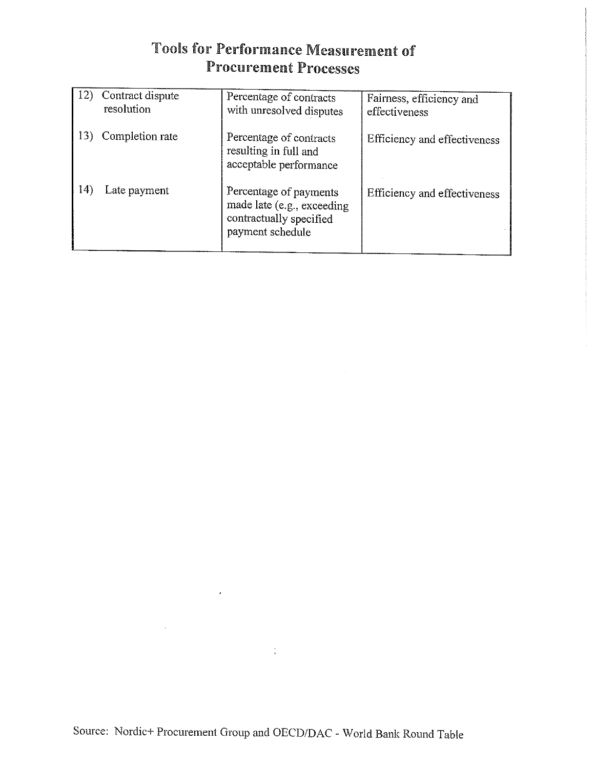# Tools for Performance Measurement of Procurement Processes

| | | |
|---|---|---|
| 12) Contract dispute resolution | Percentage of contracts with unresolved disputes | Fairness, efficiency and effectiveness |
| 13) Completion rate | Percentage of contracts resulting in full and acceptable performance | Efficiency and effectiveness |
| 14) Late payment | Percentage of payments made late (e.g., exceeding contractually specified payment schedule | Efficiency and effectiveness |

Source: Nordic+ Procurement Group and OECD/DAC - World Bank Round Table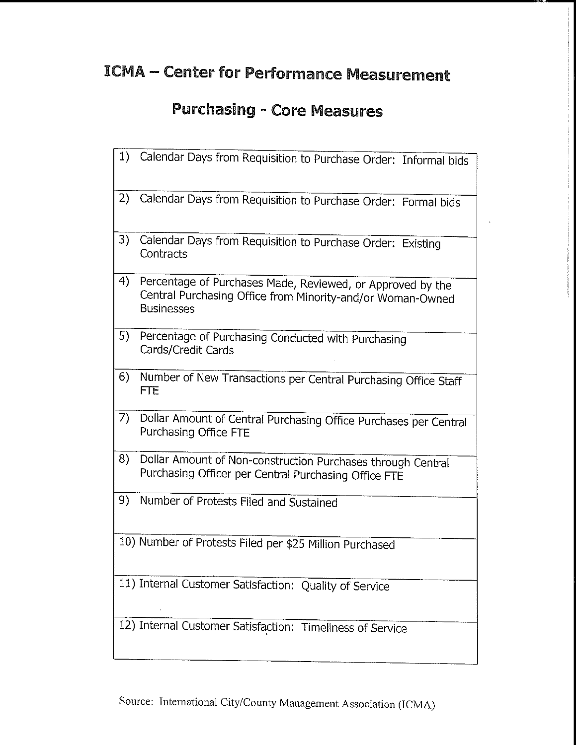# ICMA – Center for Performance Measurement

## Purchasing - Core Measures

| | |
|---|---|
| 1) | Calendar Days from Requisition to Purchase Order: Informal bids |
| 2) | Calendar Days from Requisition to Purchase Order: Formal bids |
| 3) | Calendar Days from Requisition to Purchase Order: Existing Contracts |
| 4) | Percentage of Purchases Made, Reviewed, or Approved by the Central Purchasing Office from Minority-and/or Woman-Owned Businesses |
| 5) | Percentage of Purchasing Conducted with Purchasing Cards/Credit Cards |
| 6) | Number of New Transactions per Central Purchasing Office Staff FTE |
| 7) | Dollar Amount of Central Purchasing Office Purchases per Central Purchasing Office FTE |
| 8) | Dollar Amount of Non-construction Purchases through Central Purchasing Officer per Central Purchasing Office FTE |
| 9) | Number of Protests Filed and Sustained |
| 10) | Number of Protests Filed per $25 Million Purchased |
| 11) | Internal Customer Satisfaction: Quality of Service |
| 12) | Internal Customer Satisfaction: Timeliness of Service |

Source: International City/County Management Association (ICMA)